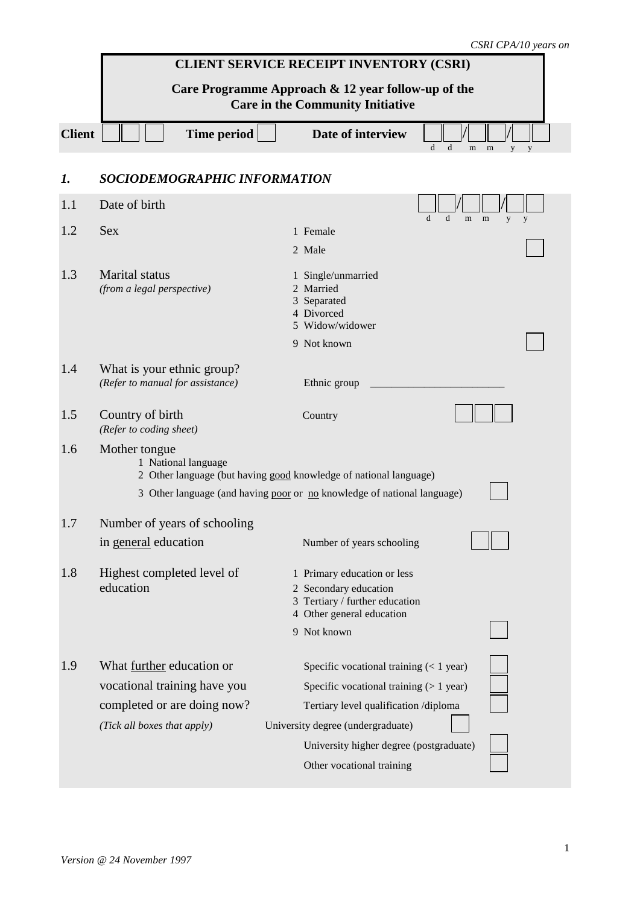**CLIENT SERVICE RECEIPT INVENTORY (CSRI)**

**Care Programme Approach & 12 year follow-up of the Care in the Community Initiative**

**Client** ☐☐ ☐ **Time period** ☐ **Date of interview** ☐☐/☐☐/☐☐ (d d m m y y)

## *1. SOCIODEMOGRAPHIC INFORMATION*

1.1 Date of birth ☐☐/☐☐/☐☐ (d d m m y y)

1.2 Sex
1 Female
2 Male ☐

1.3 Marital status *(from a legal perspective)*
1 Single/unmarried
2 Married
3 Separated
4 Divorced
5 Widow/widower
9 Not known ☐

1.4 What is your ethnic group? *(Refer to manual for assistance)*
Ethnic group ________________________

1.5 Country of birth *(Refer to coding sheet)*
Country ☐☐☐

1.6 Mother tongue
1 National language
2 Other language (but having good knowledge of national language)
3 Other language (and having poor or no knowledge of national language) ☐

1.7 Number of years of schooling in general education
Number of years schooling ☐☐

1.8 Highest completed level of education
1 Primary education or less
2 Secondary education
3 Tertiary / further education
4 Other general education
9 Not known ☐

1.9 What further education or vocational training have you completed or are doing now? *(Tick all boxes that apply)*
- Specific vocational training (< 1 year) ☐
- Specific vocational training (> 1 year) ☐
- Tertiary level qualification /diploma ☐
- University degree (undergraduate) ☐
- University higher degree (postgraduate) ☐
- Other vocational training ☐

*Version @ 24 November 1997*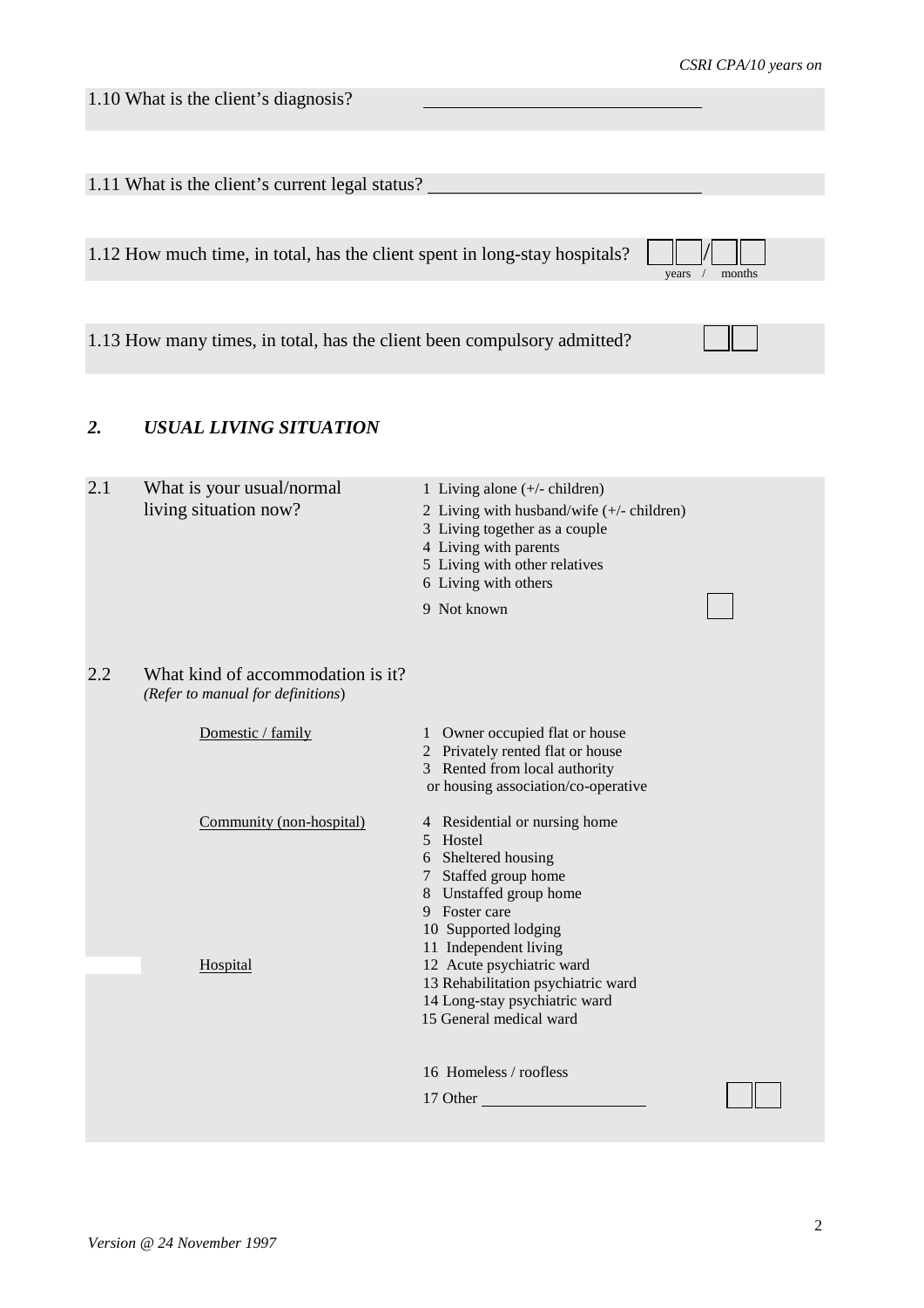1.10 What is the client's diagnosis? ______________________________

1.11 What is the client's current legal status? ______________________________

1.12 How much time, in total, has the client spent in long-stay hospitals? [ ][ ] / [ ][ ]
years / months

1.13 How many times, in total, has the client been compulsory admitted? [ ][ ]

## *2. USUAL LIVING SITUATION*

2.1 What is your usual/normal living situation now?

1 Living alone (+/- children)
2 Living with husband/wife (+/- children)
3 Living together as a couple
4 Living with parents
5 Living with other relatives
6 Living with others
9 Not known [ ]

2.2 What kind of accommodation is it?
*(Refer to manual for definitions)*

Domestic / family
1 Owner occupied flat or house
2 Privately rented flat or house
3 Rented from local authority or housing association/co-operative

Community (non-hospital)
4 Residential or nursing home
5 Hostel
6 Sheltered housing
7 Staffed group home
8 Unstaffed group home
9 Foster care
10 Supported lodging
11 Independent living

Hospital
12 Acute psychiatric ward
13 Rehabilitation psychiatric ward
14 Long-stay psychiatric ward
15 General medical ward

16 Homeless / roofless
17 Other ____________________ [ ][ ]

*Version @ 24 November 1997*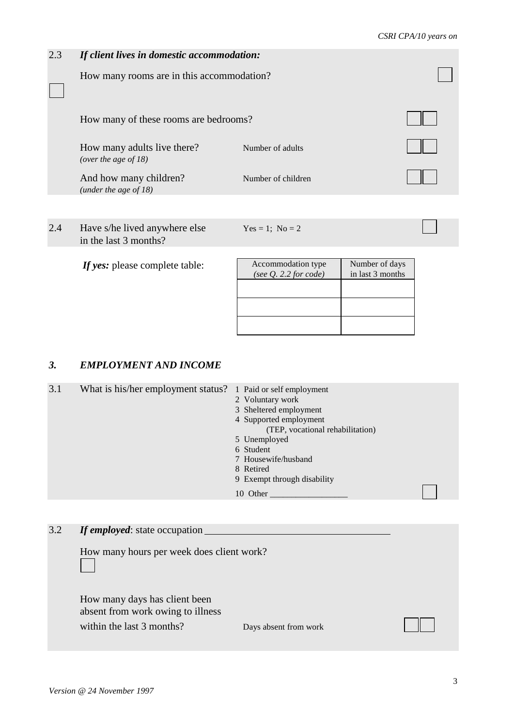**2.3** ***If client lives in domestic accommodation:***

How many rooms are in this accommodation?

How many of these rooms are bedrooms?

How many adults live there? *(over the age of 18)* — Number of adults

And how many children? *(under the age of 18)* — Number of children

**2.4** Have s/he lived anywhere else in the last 3 months? — Yes = 1; No = 2

***If yes:*** please complete table:

| Accommodation type *(see Q. 2.2 for code)* | Number of days in last 3 months |
|---|---|
| | |
| | |
| | |

## *3. EMPLOYMENT AND INCOME*

**3.1** What is his/her employment status?

1 Paid or self employment
2 Voluntary work
3 Sheltered employment
4 Supported employment
(TEP, vocational rehabilitation)
5 Unemployed
6 Student
7 Housewife/husband
8 Retired
9 Exempt through disability
10 Other ________________

**3.2** ***If employed***: state occupation ___________________________________

How many hours per week does client work?

How many days has client been absent from work owing to illness within the last 3 months? — Days absent from work

*Version @ 24 November 1997*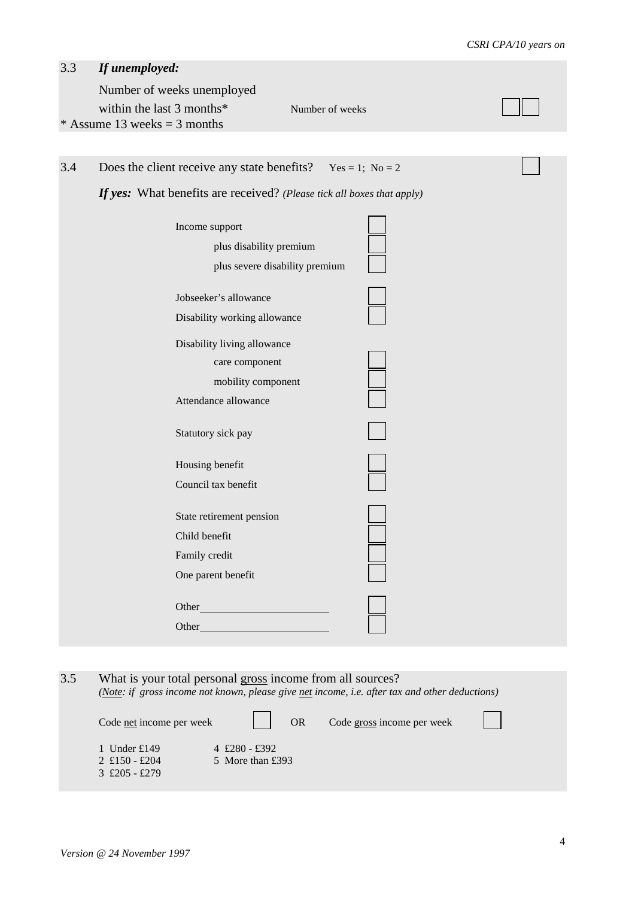**3.3** ***If unemployed:***

Number of weeks unemployed within the last 3 months* Number of weeks ☐☐

* Assume 13 weeks = 3 months

**3.4** Does the client receive any state benefits? Yes = 1; No = 2 ☐

***If yes:*** What benefits are received? *(Please tick all boxes that apply)*

| | |
|---|---|
| Income support | ☐ |
| plus disability premium | ☐ |
| plus severe disability premium | ☐ |
| Jobseeker's allowance | ☐ |
| Disability working allowance | ☐ |
| Disability living allowance | |
| care component | ☐ |
| mobility component | ☐ |
| Attendance allowance | ☐ |
| Statutory sick pay | ☐ |
| Housing benefit | ☐ |
| Council tax benefit | ☐ |
| State retirement pension | ☐ |
| Child benefit | ☐ |
| Family credit | ☐ |
| One parent benefit | ☐ |
| Other________________ | ☐ |
| Other________________ | ☐ |

**3.5** What is your total personal gross income from all sources?
*(Note: if gross income not known, please give net income, i.e. after tax and other deductions)*

Code net income per week ☐ OR Code gross income per week ☐

1 Under £149
2 £150 - £204
3 £205 - £279
4 £280 - £392
5 More than £393

*Version @ 24 November 1997*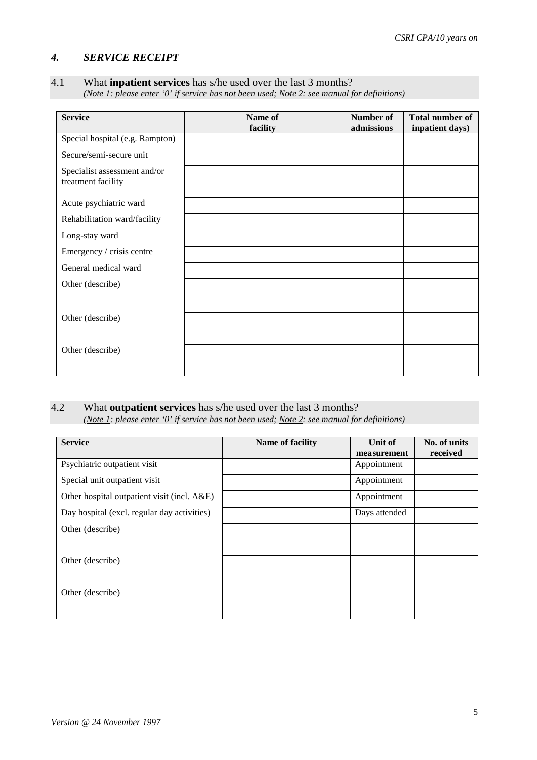## *4. SERVICE RECEIPT*

4.1 What **inpatient services** has s/he used over the last 3 months?
*(Note 1: please enter '0' if service has not been used; Note 2: see manual for definitions)*

| **Service** | **Name of facility** | **Number of admissions** | **Total number of inpatient days)** |
|---|---|---|---|
| Special hospital (e.g. Rampton) | | | |
| Secure/semi-secure unit | | | |
| Specialist assessment and/or treatment facility | | | |
| Acute psychiatric ward | | | |
| Rehabilitation ward/facility | | | |
| Long-stay ward | | | |
| Emergency / crisis centre | | | |
| General medical ward | | | |
| Other (describe) | | | |
| Other (describe) | | | |
| Other (describe) | | | |

4.2 What **outpatient services** has s/he used over the last 3 months?
*(Note 1: please enter '0' if service has not been used; Note 2: see manual for definitions)*

| **Service** | **Name of facility** | **Unit of measurement** | **No. of units received** |
|---|---|---|---|
| Psychiatric outpatient visit | | Appointment | |
| Special unit outpatient visit | | Appointment | |
| Other hospital outpatient visit (incl. A&E) | | Appointment | |
| Day hospital (excl. regular day activities) | | Days attended | |
| Other (describe) | | | |
| Other (describe) | | | |
| Other (describe) | | | |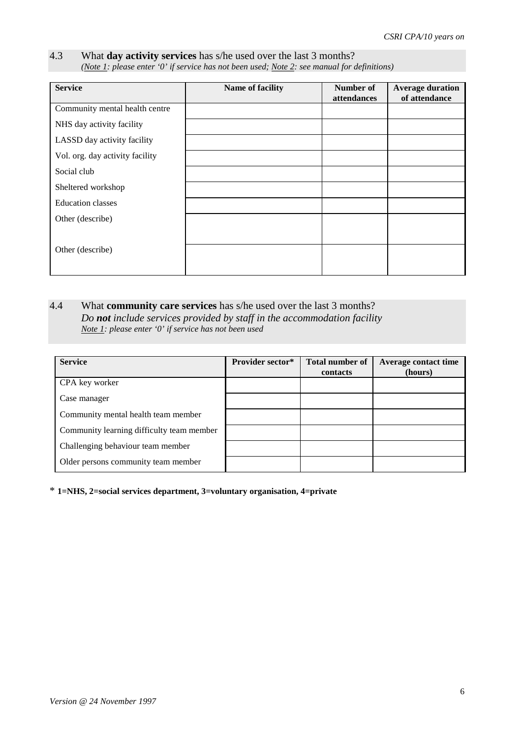## 4.3 What **day activity services** has s/he used over the last 3 months?

*(Note 1: please enter '0' if service has not been used; Note 2: see manual for definitions)*

| Service | Name of facility | Number of attendances | Average duration of attendance |
|---|---|---|---|
| Community mental health centre | | | |
| NHS day activity facility | | | |
| LASSD day activity facility | | | |
| Vol. org. day activity facility | | | |
| Social club | | | |
| Sheltered workshop | | | |
| Education classes | | | |
| Other (describe) | | | |
| Other (describe) | | | |

## 4.4 What **community care services** has s/he used over the last 3 months?

*Do **not** include services provided by staff in the accommodation facility*

*Note 1: please enter '0' if service has not been used*

| Service | Provider sector* | Total number of contacts | Average contact time (hours) |
|---|---|---|---|
| CPA key worker | | | |
| Case manager | | | |
| Community mental health team member | | | |
| Community learning difficulty team member | | | |
| Challenging behaviour team member | | | |
| Older persons community team member | | | |

\* **1=NHS, 2=social services department, 3=voluntary organisation, 4=private**

*Version @ 24 November 1997*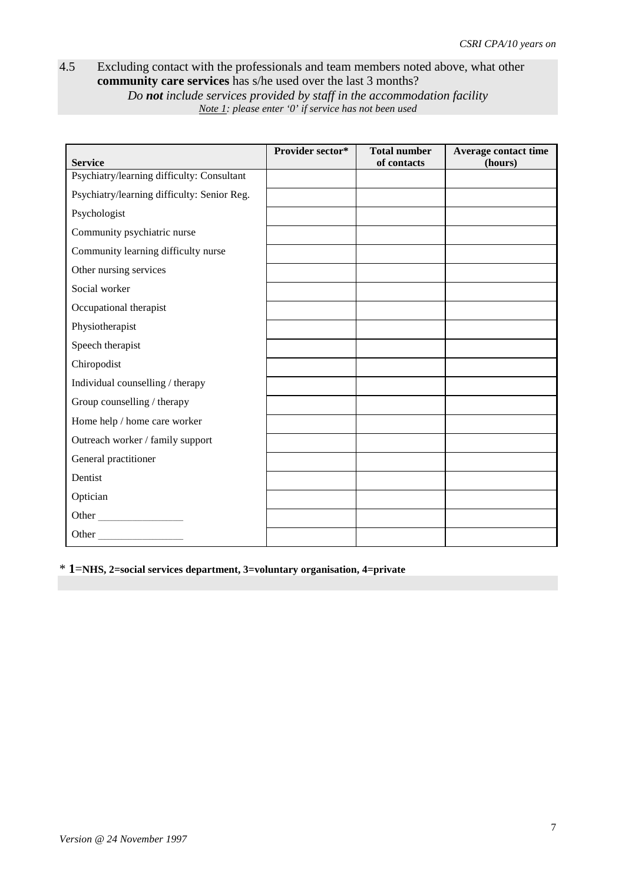4.5 Excluding contact with the professionals and team members noted above, what other **community care services** has s/he used over the last 3 months?

*Do **not** include services provided by staff in the accommodation facility*

*Note 1: please enter '0' if service has not been used*

| Service | Provider sector* | Total number of contacts | Average contact time (hours) |
|---|---|---|---|
| Psychiatry/learning difficulty: Consultant | | | |
| Psychiatry/learning difficulty: Senior Reg. | | | |
| Psychologist | | | |
| Community psychiatric nurse | | | |
| Community learning difficulty nurse | | | |
| Other nursing services | | | |
| Social worker | | | |
| Occupational therapist | | | |
| Physiotherapist | | | |
| Speech therapist | | | |
| Chiropodist | | | |
| Individual counselling / therapy | | | |
| Group counselling / therapy | | | |
| Home help / home care worker | | | |
| Outreach worker / family support | | | |
| General practitioner | | | |
| Dentist | | | |
| Optician | | | |
| Other ________________ | | | |
| Other ________________ | | | |

* **1=NHS, 2=social services department, 3=voluntary organisation, 4=private**

*Version @ 24 November 1997*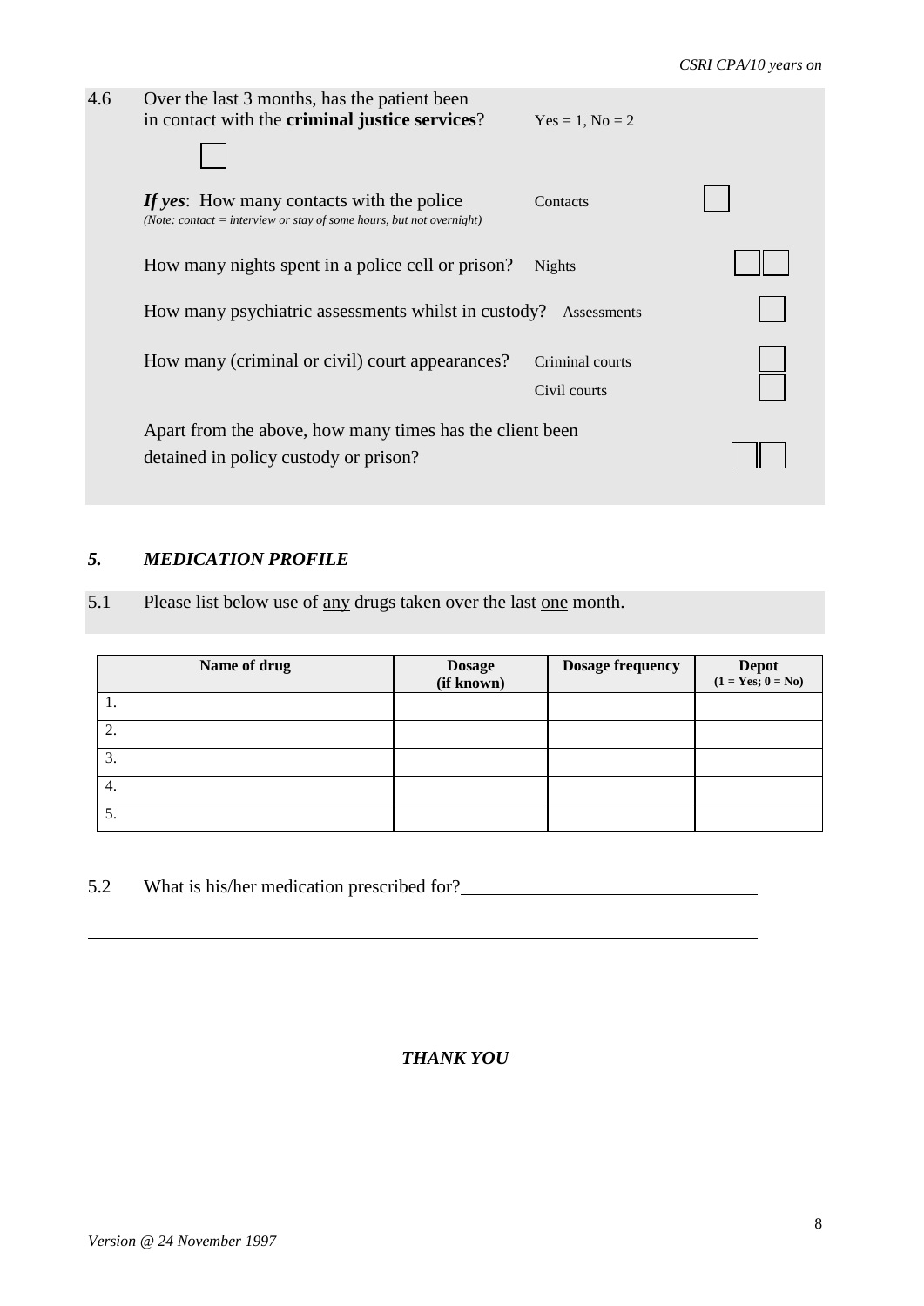4.6 Over the last 3 months, has the patient been in contact with the **criminal justice services**? Yes = 1, No = 2

*If yes*: How many contacts with the police — Contacts
*(Note: contact = interview or stay of some hours, but not overnight)*

How many nights spent in a police cell or prison? — Nights

How many psychiatric assessments whilst in custody? — Assessments

How many (criminal or civil) court appearances? — Criminal courts / Civil courts

Apart from the above, how many times has the client been detained in policy custody or prison?

## *5. MEDICATION PROFILE*

5.1 Please list below use of any drugs taken over the last one month.

| Name of drug | Dosage (if known) | Dosage frequency | Depot (1 = Yes; 0 = No) |
|---|---|---|---|
| 1. | | | |
| 2. | | | |
| 3. | | | |
| 4. | | | |
| 5. | | | |

5.2 What is his/her medication prescribed for? ________________________________

________________________________________________________________

***THANK YOU***

*Version @ 24 November 1997*